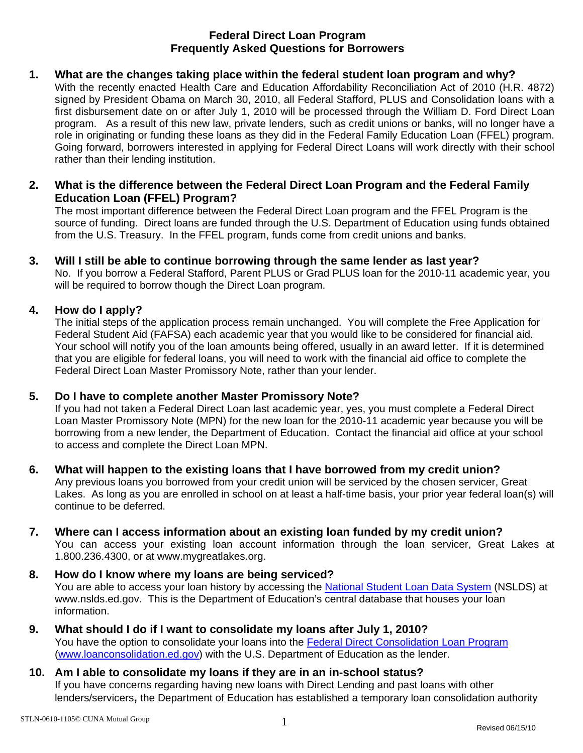# Federal Direct Loan Program
# Frequently Asked Questions for Borrowers

**1. What are the changes taking place within the federal student loan program and why?**

With the recently enacted Health Care and Education Affordability Reconciliation Act of 2010 (H.R. 4872) signed by President Obama on March 30, 2010, all Federal Stafford, PLUS and Consolidation loans with a first disbursement date on or after July 1, 2010 will be processed through the William D. Ford Direct Loan program. As a result of this new law, private lenders, such as credit unions or banks, will no longer have a role in originating or funding these loans as they did in the Federal Family Education Loan (FFEL) program. Going forward, borrowers interested in applying for Federal Direct Loans will work directly with their school rather than their lending institution.

**2. What is the difference between the Federal Direct Loan Program and the Federal Family Education Loan (FFEL) Program?**

The most important difference between the Federal Direct Loan program and the FFEL Program is the source of funding. Direct loans are funded through the U.S. Department of Education using funds obtained from the U.S. Treasury. In the FFEL program, funds come from credit unions and banks.

**3. Will I still be able to continue borrowing through the same lender as last year?**

No. If you borrow a Federal Stafford, Parent PLUS or Grad PLUS loan for the 2010-11 academic year, you will be required to borrow though the Direct Loan program.

**4. How do I apply?**

The initial steps of the application process remain unchanged. You will complete the Free Application for Federal Student Aid (FAFSA) each academic year that you would like to be considered for financial aid. Your school will notify you of the loan amounts being offered, usually in an award letter. If it is determined that you are eligible for federal loans, you will need to work with the financial aid office to complete the Federal Direct Loan Master Promissory Note, rather than your lender.

**5. Do I have to complete another Master Promissory Note?**

If you had not taken a Federal Direct Loan last academic year, yes, you must complete a Federal Direct Loan Master Promissory Note (MPN) for the new loan for the 2010-11 academic year because you will be borrowing from a new lender, the Department of Education. Contact the financial aid office at your school to access and complete the Direct Loan MPN.

**6. What will happen to the existing loans that I have borrowed from my credit union?**

Any previous loans you borrowed from your credit union will be serviced by the chosen servicer, Great Lakes. As long as you are enrolled in school on at least a half-time basis, your prior year federal loan(s) will continue to be deferred.

**7. Where can I access information about an existing loan funded by my credit union?**

You can access your existing loan account information through the loan servicer, Great Lakes at 1.800.236.4300, or at www.mygreatlakes.org.

**8. How do I know where my loans are being serviced?**

You are able to access your loan history by accessing the National Student Loan Data System (NSLDS) at www.nslds.ed.gov. This is the Department of Education's central database that houses your loan information.

**9. What should I do if I want to consolidate my loans after July 1, 2010?**

You have the option to consolidate your loans into the Federal Direct Consolidation Loan Program (www.loanconsolidation.ed.gov) with the U.S. Department of Education as the lender.

**10. Am I able to consolidate my loans if they are in an in-school status?**

If you have concerns regarding having new loans with Direct Lending and past loans with other lenders/servicers**,** the Department of Education has established a temporary loan consolidation authority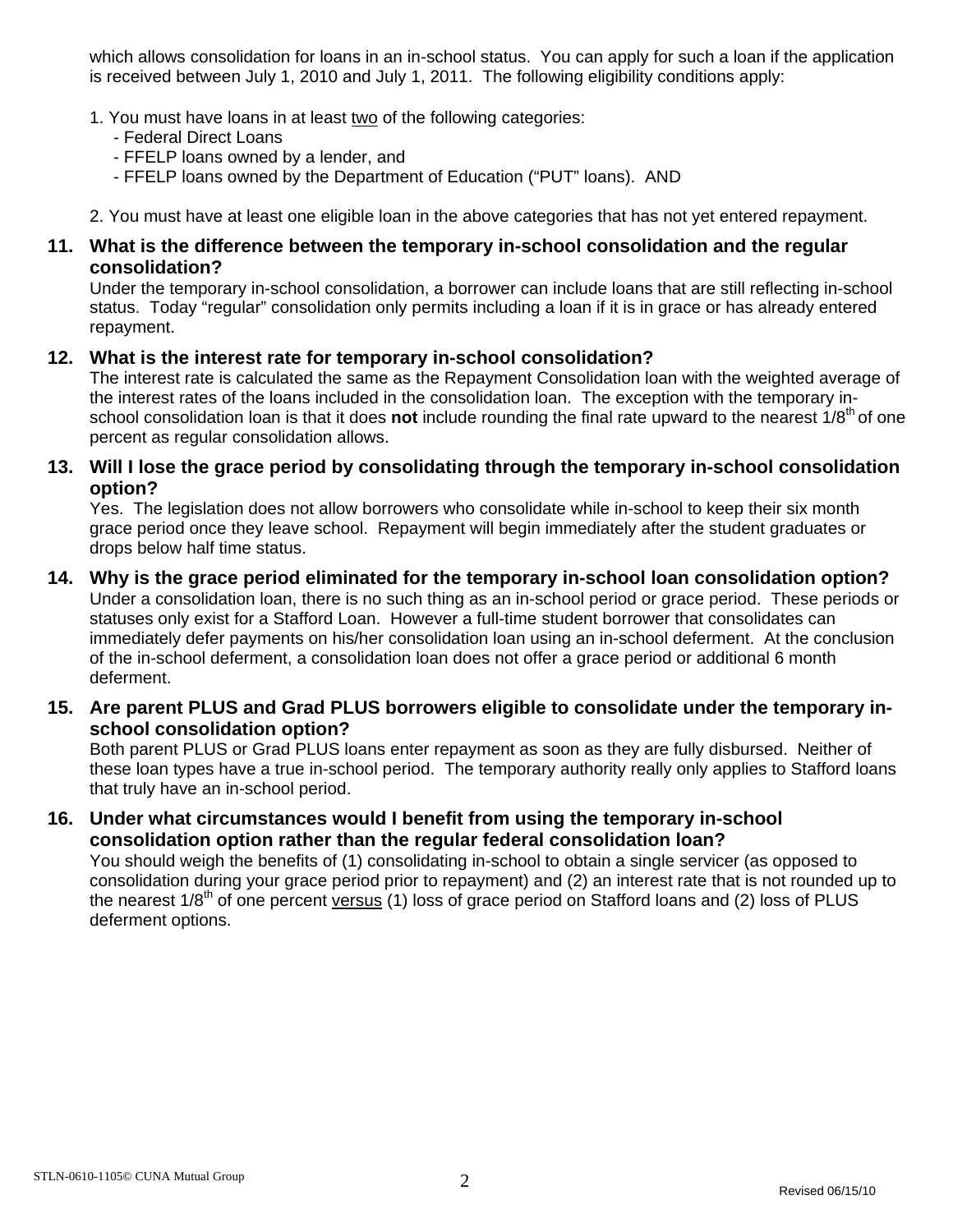which allows consolidation for loans in an in-school status. You can apply for such a loan if the application is received between July 1, 2010 and July 1, 2011. The following eligibility conditions apply:

1. You must have loans in at least <u>two</u> of the following categories:
   - Federal Direct Loans
   - FFELP loans owned by a lender, and
   - FFELP loans owned by the Department of Education ("PUT" loans). AND

2. You must have at least one eligible loan in the above categories that has not yet entered repayment.

**11. What is the difference between the temporary in-school consolidation and the regular consolidation?**

Under the temporary in-school consolidation, a borrower can include loans that are still reflecting in-school status. Today "regular" consolidation only permits including a loan if it is in grace or has already entered repayment.

**12. What is the interest rate for temporary in-school consolidation?**

The interest rate is calculated the same as the Repayment Consolidation loan with the weighted average of the interest rates of the loans included in the consolidation loan. The exception with the temporary in-school consolidation loan is that it does **not** include rounding the final rate upward to the nearest 1/8th of one percent as regular consolidation allows.

**13. Will I lose the grace period by consolidating through the temporary in-school consolidation option?**

Yes. The legislation does not allow borrowers who consolidate while in-school to keep their six month grace period once they leave school. Repayment will begin immediately after the student graduates or drops below half time status.

**14. Why is the grace period eliminated for the temporary in-school loan consolidation option?**

Under a consolidation loan, there is no such thing as an in-school period or grace period. These periods or statuses only exist for a Stafford Loan. However a full-time student borrower that consolidates can immediately defer payments on his/her consolidation loan using an in-school deferment. At the conclusion of the in-school deferment, a consolidation loan does not offer a grace period or additional 6 month deferment.

**15. Are parent PLUS and Grad PLUS borrowers eligible to consolidate under the temporary in-school consolidation option?**

Both parent PLUS or Grad PLUS loans enter repayment as soon as they are fully disbursed. Neither of these loan types have a true in-school period. The temporary authority really only applies to Stafford loans that truly have an in-school period.

**16. Under what circumstances would I benefit from using the temporary in-school consolidation option rather than the regular federal consolidation loan?**

You should weigh the benefits of (1) consolidating in-school to obtain a single servicer (as opposed to consolidation during your grace period prior to repayment) and (2) an interest rate that is not rounded up to the nearest 1/8th of one percent <u>versus</u> (1) loss of grace period on Stafford loans and (2) loss of PLUS deferment options.